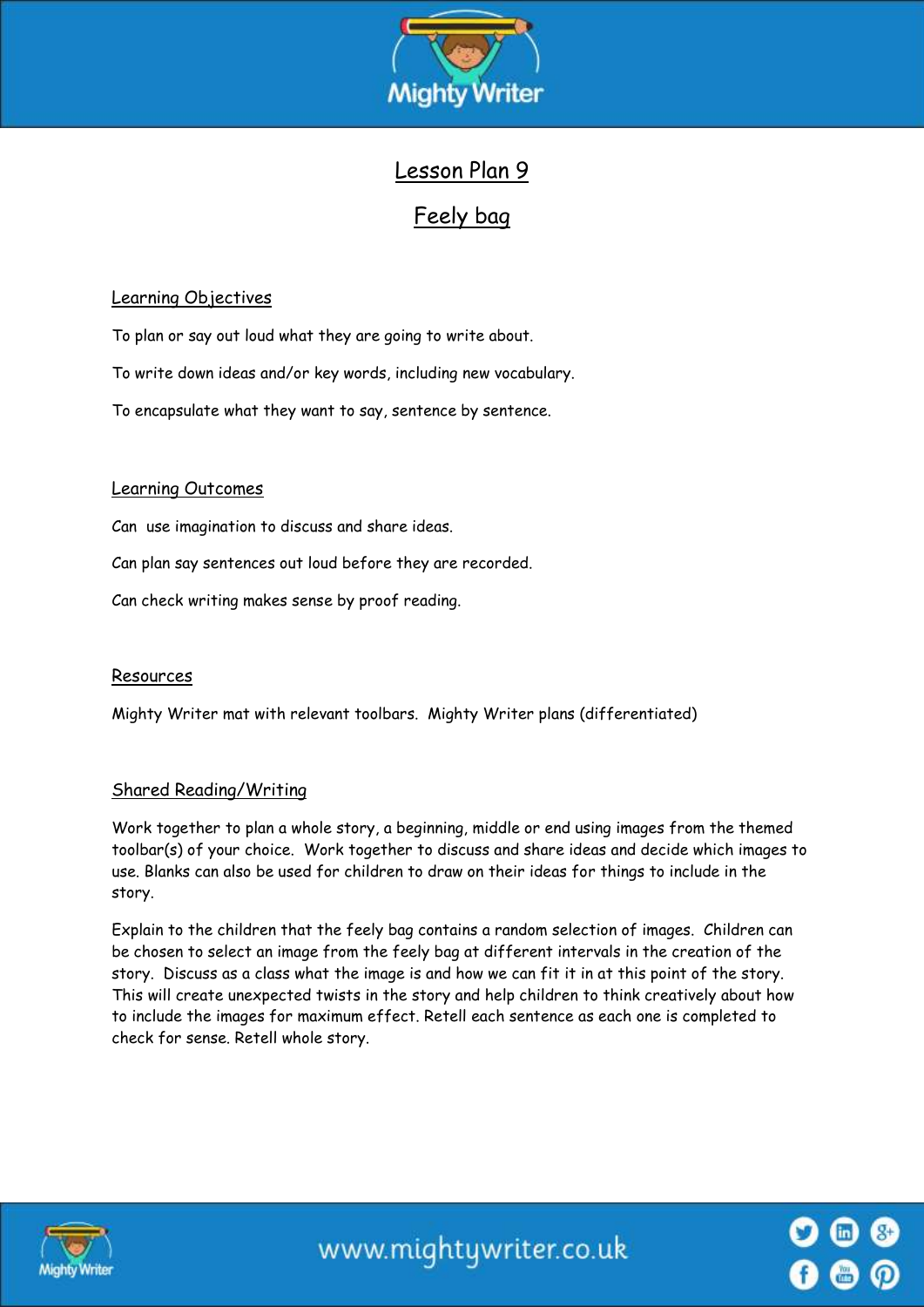# Lesson Plan 9

## Feely bag

### Learning Objectives

To plan or say out loud what they are going to write about.

To write down ideas and/or key words, including new vocabulary.

To encapsulate what they want to say, sentence by sentence.

### Learning Outcomes

Can use imagination to discuss and share ideas.

Can plan say sentences out loud before they are recorded.

Can check writing makes sense by proof reading.

### Resources

Mighty Writer mat with relevant toolbars. Mighty Writer plans (differentiated)

### Shared Reading/Writing

Work together to plan a whole story, a beginning, middle or end using images from the themed toolbar(s) of your choice. Work together to discuss and share ideas and decide which images to use. Blanks can also be used for children to draw on their ideas for things to include in the story.

Explain to the children that the feely bag contains a random selection of images. Children can be chosen to select an image from the feely bag at different intervals in the creation of the story. Discuss as a class what the image is and how we can fit it in at this point of the story. This will create unexpected twists in the story and help children to think creatively about how to include the images for maximum effect. Retell each sentence as each one is completed to check for sense. Retell whole story.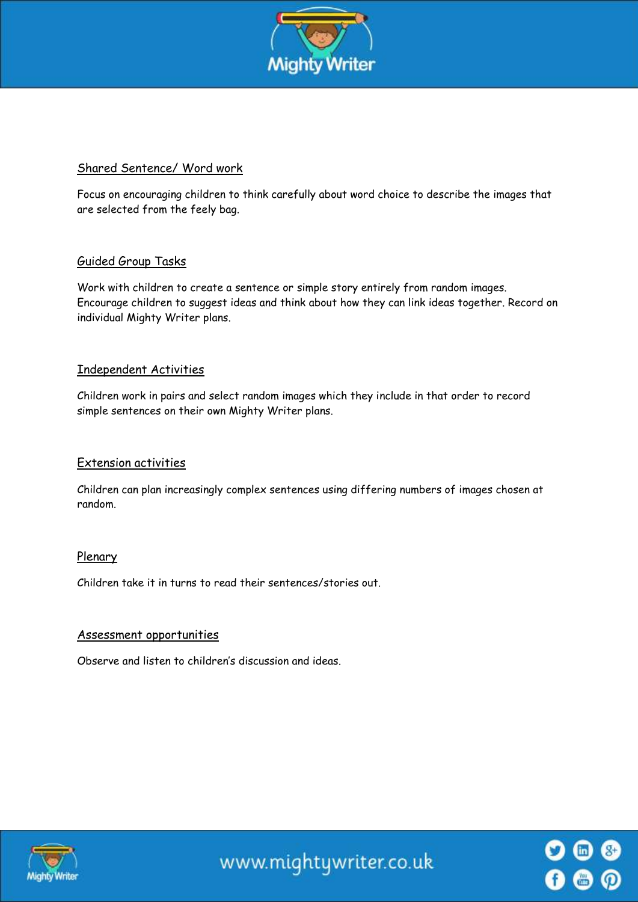## Shared Sentence/ Word work

Focus on encouraging children to think carefully about word choice to describe the images that are selected from the feely bag.

## Guided Group Tasks

Work with children to create a sentence or simple story entirely from random images. Encourage children to suggest ideas and think about how they can link ideas together. Record on individual Mighty Writer plans.

## Independent Activities

Children work in pairs and select random images which they include in that order to record simple sentences on their own Mighty Writer plans.

## Extension activities

Children can plan increasingly complex sentences using differing numbers of images chosen at random.

## Plenary

Children take it in turns to read their sentences/stories out.

## Assessment opportunities

Observe and listen to children's discussion and ideas.